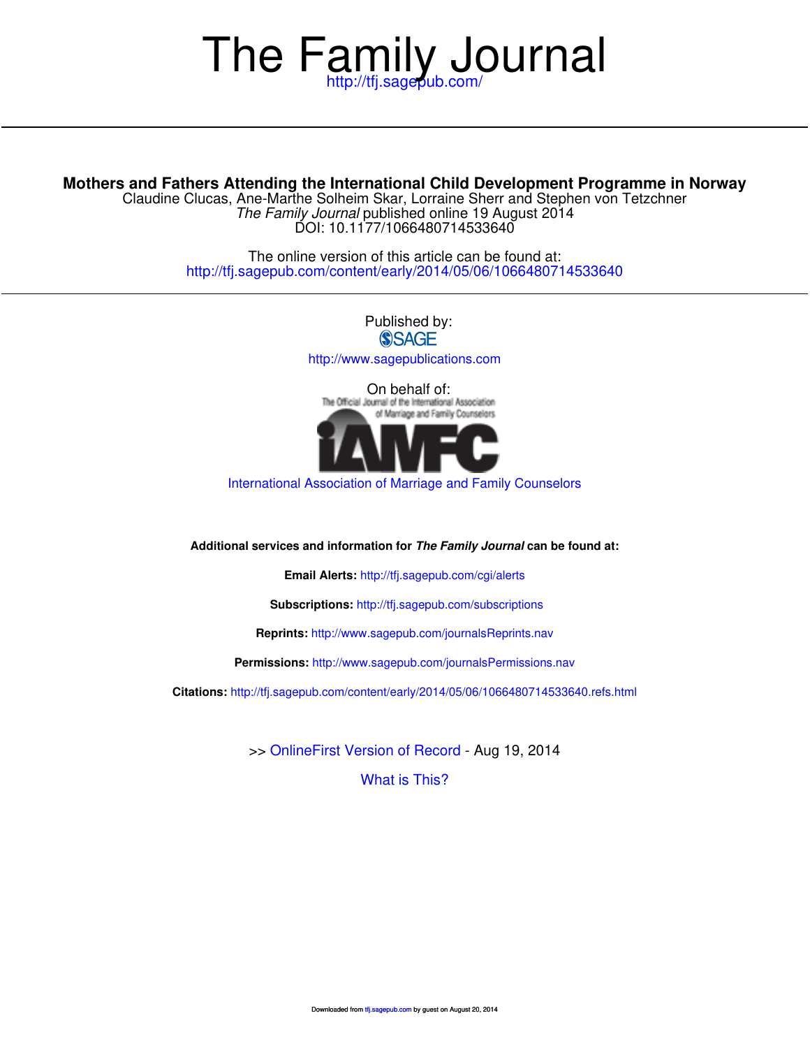# The Family Journal

http://tfj.sagepub.com/

## Mothers and Fathers Attending the International Child Development Programme in Norway

Claudine Clucas, Ane-Marthe Solheim Skar, Lorraine Sherr and Stephen von Tetzchner

*The Family Journal* published online 19 August 2014

DOI: 10.1177/1066480714533640

The online version of this article can be found at:

http://tfj.sagepub.com/content/early/2014/05/06/1066480714533640

Published by:

SAGE

http://www.sagepublications.com

On behalf of:

The Official Journal of the International Association of Marriage and Family Counselors

IAMFC

International Association of Marriage and Family Counselors

**Additional services and information for *The Family Journal* can be found at:**

**Email Alerts:** http://tfj.sagepub.com/cgi/alerts

**Subscriptions:** http://tfj.sagepub.com/subscriptions

**Reprints:** http://www.sagepub.com/journalsReprints.nav

**Permissions:** http://www.sagepub.com/journalsPermissions.nav

**Citations:** http://tfj.sagepub.com/content/early/2014/05/06/1066480714533640.refs.html

>> OnlineFirst Version of Record - Aug 19, 2014

What is This?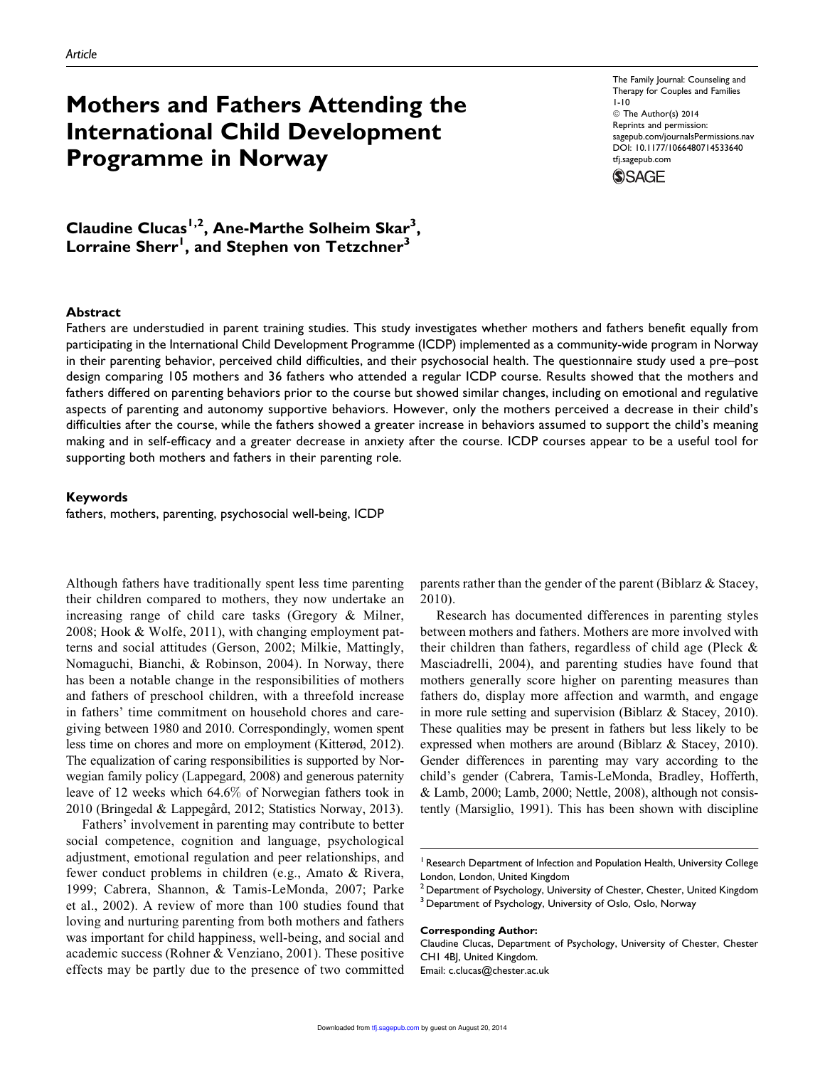Article

# Mothers and Fathers Attending the International Child Development Programme in Norway

The Family Journal: Counseling and Therapy for Couples and Families
1-10
© The Author(s) 2014
Reprints and permission: sagepub.com/journalsPermissions.nav
DOI: 10.1177/1066480714533640
tfj.sagepub.com

**Claudine Clucas[1,2], Ane-Marthe Solheim Skar[3], Lorraine Sherr[1], and Stephen von Tetzchner[3]**

## Abstract

Fathers are understudied in parent training studies. This study investigates whether mothers and fathers benefit equally from participating in the International Child Development Programme (ICDP) implemented as a community-wide program in Norway in their parenting behavior, perceived child difficulties, and their psychosocial health. The questionnaire study used a pre–post design comparing 105 mothers and 36 fathers who attended a regular ICDP course. Results showed that the mothers and fathers differed on parenting behaviors prior to the course but showed similar changes, including on emotional and regulative aspects of parenting and autonomy supportive behaviors. However, only the mothers perceived a decrease in their child's difficulties after the course, while the fathers showed a greater increase in behaviors assumed to support the child's meaning making and in self-efficacy and a greater decrease in anxiety after the course. ICDP courses appear to be a useful tool for supporting both mothers and fathers in their parenting role.

## Keywords

fathers, mothers, parenting, psychosocial well-being, ICDP

Although fathers have traditionally spent less time parenting their children compared to mothers, they now undertake an increasing range of child care tasks (Gregory & Milner, 2008; Hook & Wolfe, 2011), with changing employment patterns and social attitudes (Gerson, 2002; Milkie, Mattingly, Nomaguchi, Bianchi, & Robinson, 2004). In Norway, there has been a notable change in the responsibilities of mothers and fathers of preschool children, with a threefold increase in fathers' time commitment on household chores and caregiving between 1980 and 2010. Correspondingly, women spent less time on chores and more on employment (Kitterød, 2012). The equalization of caring responsibilities is supported by Norwegian family policy (Lappegard, 2008) and generous paternity leave of 12 weeks which 64.6% of Norwegian fathers took in 2010 (Bringedal & Lappegård, 2012; Statistics Norway, 2013).

Fathers' involvement in parenting may contribute to better social competence, cognition and language, psychological adjustment, emotional regulation and peer relationships, and fewer conduct problems in children (e.g., Amato & Rivera, 1999; Cabrera, Shannon, & Tamis-LeMonda, 2007; Parke et al., 2002). A review of more than 100 studies found that loving and nurturing parenting from both mothers and fathers was important for child happiness, well-being, and social and academic success (Rohner & Venziano, 2001). These positive effects may be partly due to the presence of two committed parents rather than the gender of the parent (Biblarz & Stacey, 2010).

Research has documented differences in parenting styles between mothers and fathers. Mothers are more involved with their children than fathers, regardless of child age (Pleck & Masciadrelli, 2004), and parenting studies have found that mothers generally score higher on parenting measures than fathers do, display more affection and warmth, and engage in more rule setting and supervision (Biblarz & Stacey, 2010). These qualities may be present in fathers but less likely to be expressed when mothers are around (Biblarz & Stacey, 2010). Gender differences in parenting may vary according to the child's gender (Cabrera, Tamis-LeMonda, Bradley, Hofferth, & Lamb, 2000; Lamb, 2000; Nettle, 2008), although not consistently (Marsiglio, 1991). This has been shown with discipline

[1] Research Department of Infection and Population Health, University College London, London, United Kingdom
[2] Department of Psychology, University of Chester, Chester, United Kingdom
[3] Department of Psychology, University of Oslo, Oslo, Norway

**Corresponding Author:**
Claudine Clucas, Department of Psychology, University of Chester, Chester CH1 4BJ, United Kingdom.
Email: c.clucas@chester.ac.uk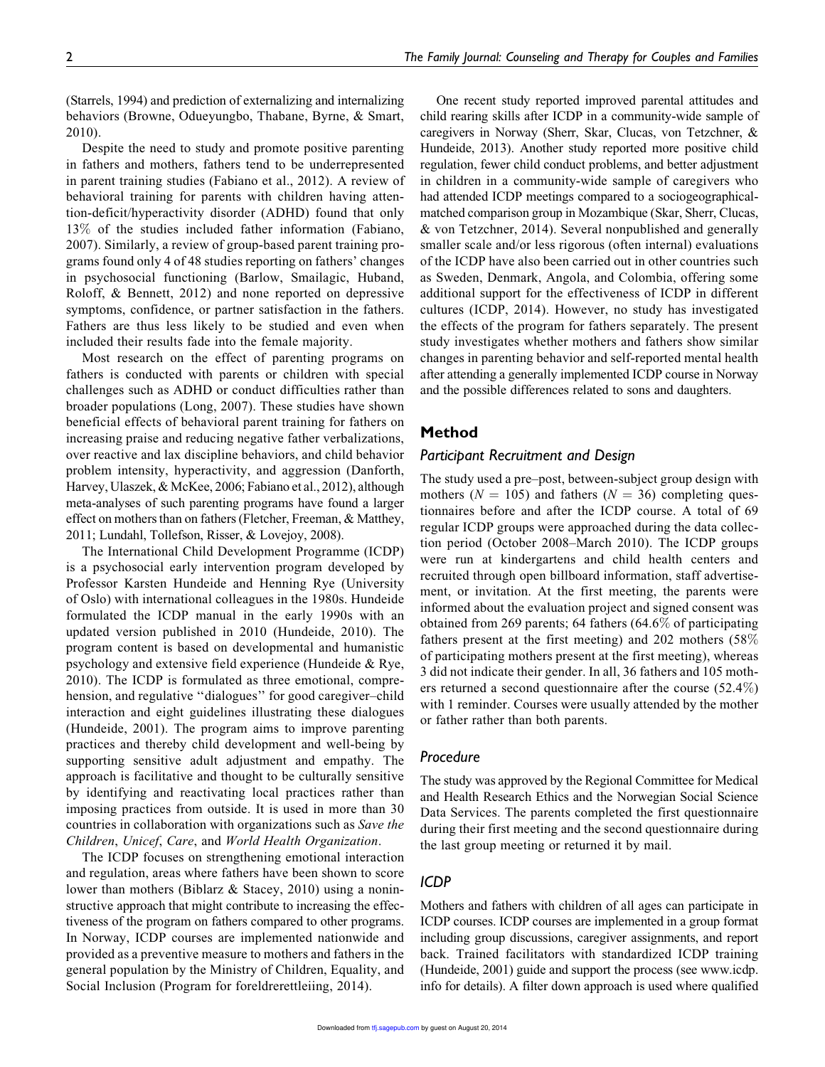(Starrels, 1994) and prediction of externalizing and internalizing behaviors (Browne, Odueyungbo, Thabane, Byrne, & Smart, 2010).

Despite the need to study and promote positive parenting in fathers and mothers, fathers tend to be underrepresented in parent training studies (Fabiano et al., 2012). A review of behavioral training for parents with children having attention-deficit/hyperactivity disorder (ADHD) found that only 13% of the studies included father information (Fabiano, 2007). Similarly, a review of group-based parent training programs found only 4 of 48 studies reporting on fathers' changes in psychosocial functioning (Barlow, Smailagic, Huband, Roloff, & Bennett, 2012) and none reported on depressive symptoms, confidence, or partner satisfaction in the fathers. Fathers are thus less likely to be studied and even when included their results fade into the female majority.

Most research on the effect of parenting programs on fathers is conducted with parents or children with special challenges such as ADHD or conduct difficulties rather than broader populations (Long, 2007). These studies have shown beneficial effects of behavioral parent training for fathers on increasing praise and reducing negative father verbalizations, over reactive and lax discipline behaviors, and child behavior problem intensity, hyperactivity, and aggression (Danforth, Harvey, Ulaszek, & McKee, 2006; Fabiano et al., 2012), although meta-analyses of such parenting programs have found a larger effect on mothers than on fathers (Fletcher, Freeman, & Matthey, 2011; Lundahl, Tollefson, Risser, & Lovejoy, 2008).

The International Child Development Programme (ICDP) is a psychosocial early intervention program developed by Professor Karsten Hundeide and Henning Rye (University of Oslo) with international colleagues in the 1980s. Hundeide formulated the ICDP manual in the early 1990s with an updated version published in 2010 (Hundeide, 2010). The program content is based on developmental and humanistic psychology and extensive field experience (Hundeide & Rye, 2010). The ICDP is formulated as three emotional, comprehension, and regulative "dialogues" for good caregiver–child interaction and eight guidelines illustrating these dialogues (Hundeide, 2001). The program aims to improve parenting practices and thereby child development and well-being by supporting sensitive adult adjustment and empathy. The approach is facilitative and thought to be culturally sensitive by identifying and reactivating local practices rather than imposing practices from outside. It is used in more than 30 countries in collaboration with organizations such as *Save the Children*, *Unicef*, *Care*, and *World Health Organization*.

The ICDP focuses on strengthening emotional interaction and regulation, areas where fathers have been shown to score lower than mothers (Biblarz & Stacey, 2010) using a noninstructive approach that might contribute to increasing the effectiveness of the program on fathers compared to other programs. In Norway, ICDP courses are implemented nationwide and provided as a preventive measure to mothers and fathers in the general population by the Ministry of Children, Equality, and Social Inclusion (Program for foreldrerettleiing, 2014).

One recent study reported improved parental attitudes and child rearing skills after ICDP in a community-wide sample of caregivers in Norway (Sherr, Skar, Clucas, von Tetzchner, & Hundeide, 2013). Another study reported more positive child regulation, fewer child conduct problems, and better adjustment in children in a community-wide sample of caregivers who had attended ICDP meetings compared to a sociogeographical-matched comparison group in Mozambique (Skar, Sherr, Clucas, & von Tetzchner, 2014). Several nonpublished and generally smaller scale and/or less rigorous (often internal) evaluations of the ICDP have also been carried out in other countries such as Sweden, Denmark, Angola, and Colombia, offering some additional support for the effectiveness of ICDP in different cultures (ICDP, 2014). However, no study has investigated the effects of the program for fathers separately. The present study investigates whether mothers and fathers show similar changes in parenting behavior and self-reported mental health after attending a generally implemented ICDP course in Norway and the possible differences related to sons and daughters.

## Method

### Participant Recruitment and Design

The study used a pre–post, between-subject group design with mothers ($N = 105$) and fathers ($N = 36$) completing questionnaires before and after the ICDP course. A total of 69 regular ICDP groups were approached during the data collection period (October 2008–March 2010). The ICDP groups were run at kindergartens and child health centers and recruited through open billboard information, staff advertisement, or invitation. At the first meeting, the parents were informed about the evaluation project and signed consent was obtained from 269 parents; 64 fathers (64.6% of participating fathers present at the first meeting) and 202 mothers (58% of participating mothers present at the first meeting), whereas 3 did not indicate their gender. In all, 36 fathers and 105 mothers returned a second questionnaire after the course (52.4%) with 1 reminder. Courses were usually attended by the mother or father rather than both parents.

### Procedure

The study was approved by the Regional Committee for Medical and Health Research Ethics and the Norwegian Social Science Data Services. The parents completed the first questionnaire during their first meeting and the second questionnaire during the last group meeting or returned it by mail.

### ICDP

Mothers and fathers with children of all ages can participate in ICDP courses. ICDP courses are implemented in a group format including group discussions, caregiver assignments, and report back. Trained facilitators with standardized ICDP training (Hundeide, 2001) guide and support the process (see www.icdp.info for details). A filter down approach is used where qualified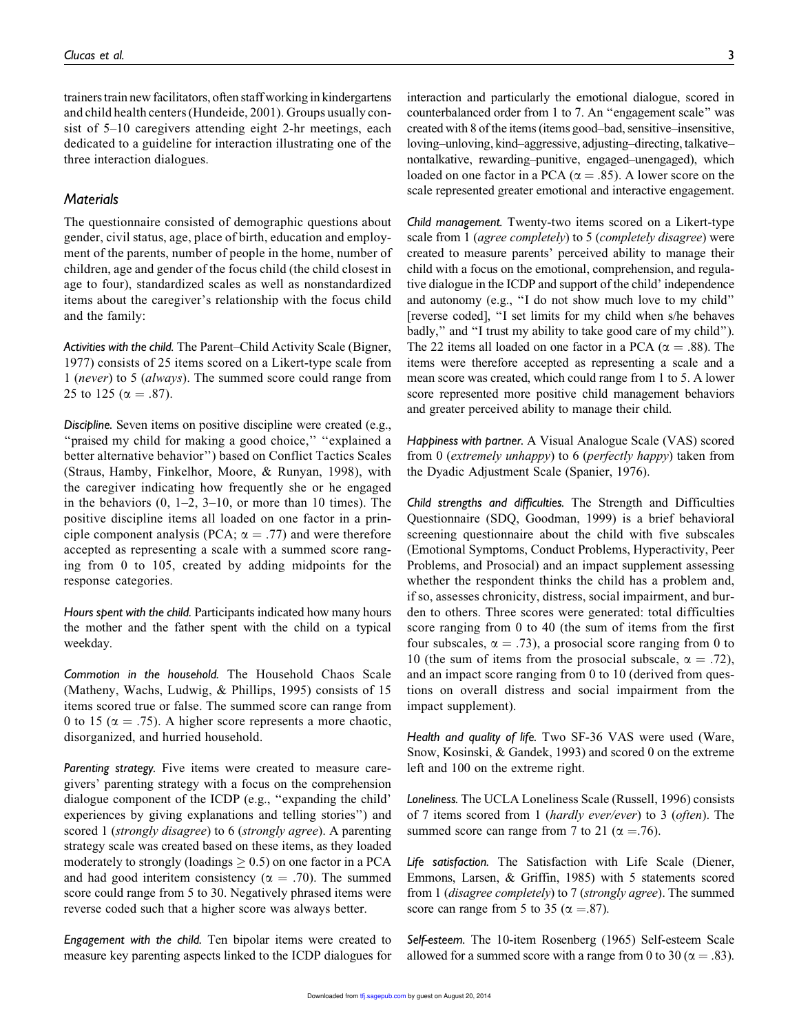trainers train new facilitators, often staff working in kindergartens and child health centers (Hundeide, 2001). Groups usually consist of 5–10 caregivers attending eight 2-hr meetings, each dedicated to a guideline for interaction illustrating one of the three interaction dialogues.

## Materials

The questionnaire consisted of demographic questions about gender, civil status, age, place of birth, education and employment of the parents, number of people in the home, number of children, age and gender of the focus child (the child closest in age to four), standardized scales as well as nonstandardized items about the caregiver's relationship with the focus child and the family:

*Activities with the child.* The Parent–Child Activity Scale (Bigner, 1977) consists of 25 items scored on a Likert-type scale from 1 (*never*) to 5 (*always*). The summed score could range from 25 to 125 ($\alpha = .87$).

*Discipline.* Seven items on positive discipline were created (e.g., "praised my child for making a good choice," "explained a better alternative behavior") based on Conflict Tactics Scales (Straus, Hamby, Finkelhor, Moore, & Runyan, 1998), with the caregiver indicating how frequently she or he engaged in the behaviors (0, 1–2, 3–10, or more than 10 times). The positive discipline items all loaded on one factor in a principle component analysis (PCA; $\alpha = .77$) and were therefore accepted as representing a scale with a summed score ranging from 0 to 105, created by adding midpoints for the response categories.

*Hours spent with the child.* Participants indicated how many hours the mother and the father spent with the child on a typical weekday.

*Commotion in the household.* The Household Chaos Scale (Matheny, Wachs, Ludwig, & Phillips, 1995) consists of 15 items scored true or false. The summed score can range from 0 to 15 ($\alpha = .75$). A higher score represents a more chaotic, disorganized, and hurried household.

*Parenting strategy.* Five items were created to measure caregivers' parenting strategy with a focus on the comprehension dialogue component of the ICDP (e.g., "expanding the child' experiences by giving explanations and telling stories") and scored 1 (*strongly disagree*) to 6 (*strongly agree*). A parenting strategy scale was created based on these items, as they loaded moderately to strongly (loadings $\geq 0.5$) on one factor in a PCA and had good interitem consistency ($\alpha = .70$). The summed score could range from 5 to 30. Negatively phrased items were reverse coded such that a higher score was always better.

*Engagement with the child.* Ten bipolar items were created to measure key parenting aspects linked to the ICDP dialogues for interaction and particularly the emotional dialogue, scored in counterbalanced order from 1 to 7. An "engagement scale" was created with 8 of the items (items good–bad, sensitive–insensitive, loving–unloving, kind–aggressive, adjusting–directing, talkative–nontalkative, rewarding–punitive, engaged–unengaged), which loaded on one factor in a PCA ($\alpha = .85$). A lower score on the scale represented greater emotional and interactive engagement.

*Child management.* Twenty-two items scored on a Likert-type scale from 1 (*agree completely*) to 5 (*completely disagree*) were created to measure parents' perceived ability to manage their child with a focus on the emotional, comprehension, and regulative dialogue in the ICDP and support of the child' independence and autonomy (e.g., "I do not show much love to my child" [reverse coded], "I set limits for my child when s/he behaves badly," and "I trust my ability to take good care of my child"). The 22 items all loaded on one factor in a PCA ($\alpha = .88$). The items were therefore accepted as representing a scale and a mean score was created, which could range from 1 to 5. A lower score represented more positive child management behaviors and greater perceived ability to manage their child.

*Happiness with partner.* A Visual Analogue Scale (VAS) scored from 0 (*extremely unhappy*) to 6 (*perfectly happy*) taken from the Dyadic Adjustment Scale (Spanier, 1976).

*Child strengths and difficulties.* The Strength and Difficulties Questionnaire (SDQ, Goodman, 1999) is a brief behavioral screening questionnaire about the child with five subscales (Emotional Symptoms, Conduct Problems, Hyperactivity, Peer Problems, and Prosocial) and an impact supplement assessing whether the respondent thinks the child has a problem and, if so, assesses chronicity, distress, social impairment, and burden to others. Three scores were generated: total difficulties score ranging from 0 to 40 (the sum of items from the first four subscales, $\alpha = .73$), a prosocial score ranging from 0 to 10 (the sum of items from the prosocial subscale, $\alpha = .72$), and an impact score ranging from 0 to 10 (derived from questions on overall distress and social impairment from the impact supplement).

*Health and quality of life.* Two SF-36 VAS were used (Ware, Snow, Kosinski, & Gandek, 1993) and scored 0 on the extreme left and 100 on the extreme right.

*Loneliness.* The UCLA Loneliness Scale (Russell, 1996) consists of 7 items scored from 1 (*hardly ever/ever*) to 3 (*often*). The summed score can range from 7 to 21 ($\alpha = .76$).

*Life satisfaction.* The Satisfaction with Life Scale (Diener, Emmons, Larsen, & Griffin, 1985) with 5 statements scored from 1 (*disagree completely*) to 7 (*strongly agree*). The summed score can range from 5 to 35 ($\alpha = .87$).

*Self-esteem.* The 10-item Rosenberg (1965) Self-esteem Scale allowed for a summed score with a range from 0 to 30 ($\alpha = .83$).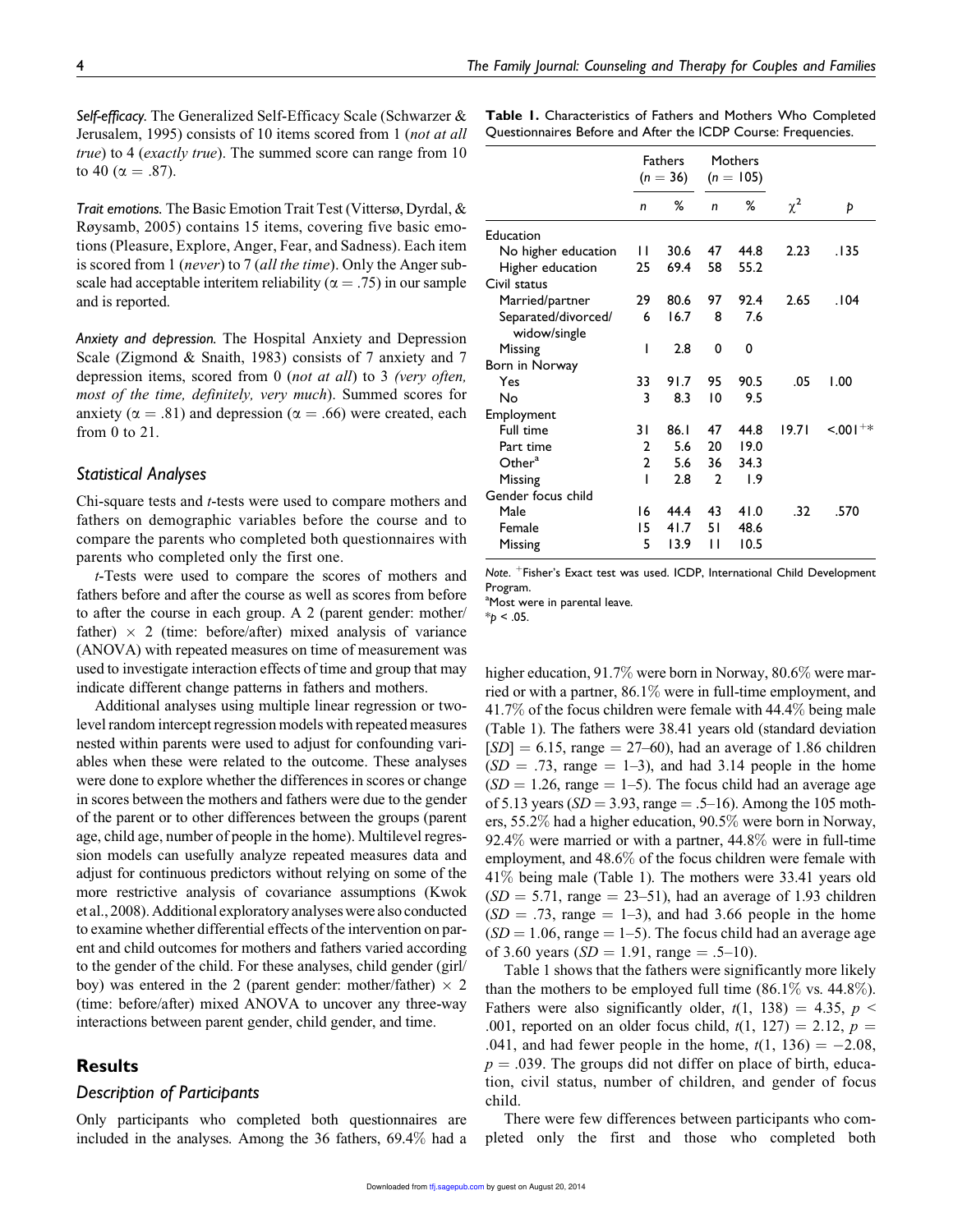*Self-efficacy.* The Generalized Self-Efficacy Scale (Schwarzer & Jerusalem, 1995) consists of 10 items scored from 1 (*not at all true*) to 4 (*exactly true*). The summed score can range from 10 to 40 ($\alpha = .87$).

*Trait emotions.* The Basic Emotion Trait Test (Vittersø, Dyrdal, & Røysamb, 2005) contains 15 items, covering five basic emotions (Pleasure, Explore, Anger, Fear, and Sadness). Each item is scored from 1 (*never*) to 7 (*all the time*). Only the Anger subscale had acceptable interitem reliability ($\alpha = .75$) in our sample and is reported.

*Anxiety and depression.* The Hospital Anxiety and Depression Scale (Zigmond & Snaith, 1983) consists of 7 anxiety and 7 depression items, scored from 0 (*not at all*) to 3 (*very often, most of the time, definitely, very much*). Summed scores for anxiety ($\alpha = .81$) and depression ($\alpha = .66$) were created, each from 0 to 21.

### Statistical Analyses

Chi-square tests and *t*-tests were used to compare mothers and fathers on demographic variables before the course and to compare the parents who completed both questionnaires with parents who completed only the first one.

*t*-Tests were used to compare the scores of mothers and fathers before and after the course as well as scores from before to after the course in each group. A 2 (parent gender: mother/father) × 2 (time: before/after) mixed analysis of variance (ANOVA) with repeated measures on time of measurement was used to investigate interaction effects of time and group that may indicate different change patterns in fathers and mothers.

Additional analyses using multiple linear regression or two-level random intercept regression models with repeated measures nested within parents were used to adjust for confounding variables when these were related to the outcome. These analyses were done to explore whether the differences in scores or change in scores between the mothers and fathers were due to the gender of the parent or to other differences between the groups (parent age, child age, number of people in the home). Multilevel regression models can usefully analyze repeated measures data and adjust for continuous predictors without relying on some of the more restrictive analysis of covariance assumptions (Kwok et al., 2008). Additional exploratory analyses were also conducted to examine whether differential effects of the intervention on parent and child outcomes for mothers and fathers varied according to the gender of the child. For these analyses, child gender (girl/boy) was entered in the 2 (parent gender: mother/father) × 2 (time: before/after) mixed ANOVA to uncover any three-way interactions between parent gender, child gender, and time.

## Results

### Description of Participants

Only participants who completed both questionnaires are included in the analyses. Among the 36 fathers, 69.4% had a higher education, 91.7% were born in Norway, 80.6% were married or with a partner, 86.1% were in full-time employment, and 41.7% of the focus children were female with 44.4% being male (Table 1). The fathers were 38.41 years old (standard deviation [*SD*] = 6.15, range = 27–60), had an average of 1.86 children (*SD* = .73, range = 1–3), and had 3.14 people in the home (*SD* = 1.26, range = 1–5). The focus child had an average age of 5.13 years (*SD* = 3.93, range = .5–16). Among the 105 mothers, 55.2% had a higher education, 90.5% were born in Norway, 92.4% were married or with a partner, 44.8% were in full-time employment, and 48.6% of the focus children were female with 41% being male (Table 1). The mothers were 33.41 years old (*SD* = 5.71, range = 23–51), had an average of 1.93 children (*SD* = .73, range = 1–3), and had 3.66 people in the home (*SD* = 1.06, range = 1–5). The focus child had an average age of 3.60 years (*SD* = 1.91, range = .5–10).

**Table 1.** Characteristics of Fathers and Mothers Who Completed Questionnaires Before and After the ICDP Course: Frequencies.

| | Fathers ($n$ = 36) | | Mothers ($n$ = 105) | | | |
|---|---|---|---|---|---|---|
| | $n$ | % | $n$ | % | $\chi^2$ | $p$ |
| Education | | | | | | |
| No higher education | 11 | 30.6 | 47 | 44.8 | 2.23 | .135 |
| Higher education | 25 | 69.4 | 58 | 55.2 | | |
| Civil status | | | | | | |
| Married/partner | 29 | 80.6 | 97 | 92.4 | 2.65 | .104 |
| Separated/divorced/widow/single | 6 | 16.7 | 8 | 7.6 | | |
| Missing | 1 | 2.8 | 0 | 0 | | |
| Born in Norway | | | | | | |
| Yes | 33 | 91.7 | 95 | 90.5 | .05 | 1.00 |
| No | 3 | 8.3 | 10 | 9.5 | | |
| Employment | | | | | | |
| Full time | 31 | 86.1 | 47 | 44.8 | 19.71 | <.001[+]* |
| Part time | 2 | 5.6 | 20 | 19.0 | | |
| Other[a] | 2 | 5.6 | 36 | 34.3 | | |
| Missing | 1 | 2.8 | 2 | 1.9 | | |
| Gender focus child | | | | | | |
| Male | 16 | 44.4 | 43 | 41.0 | .32 | .570 |
| Female | 15 | 41.7 | 51 | 48.6 | | |
| Missing | 5 | 13.9 | 11 | 10.5 | | |

*Note.* [+]Fisher's Exact test was used. ICDP, International Child Development Program.
[a]Most were in parental leave.
*$p < .05$.

Table 1 shows that the fathers were significantly more likely than the mothers to be employed full time (86.1% vs. 44.8%). Fathers were also significantly older, $t(1, 138) = 4.35$, $p < .001$, reported on an older focus child, $t(1, 127) = 2.12$, $p = .041$, and had fewer people in the home, $t(1, 136) = -2.08$, $p = .039$. The groups did not differ on place of birth, education, civil status, number of children, and gender of focus child.

There were few differences between participants who completed only the first and those who completed both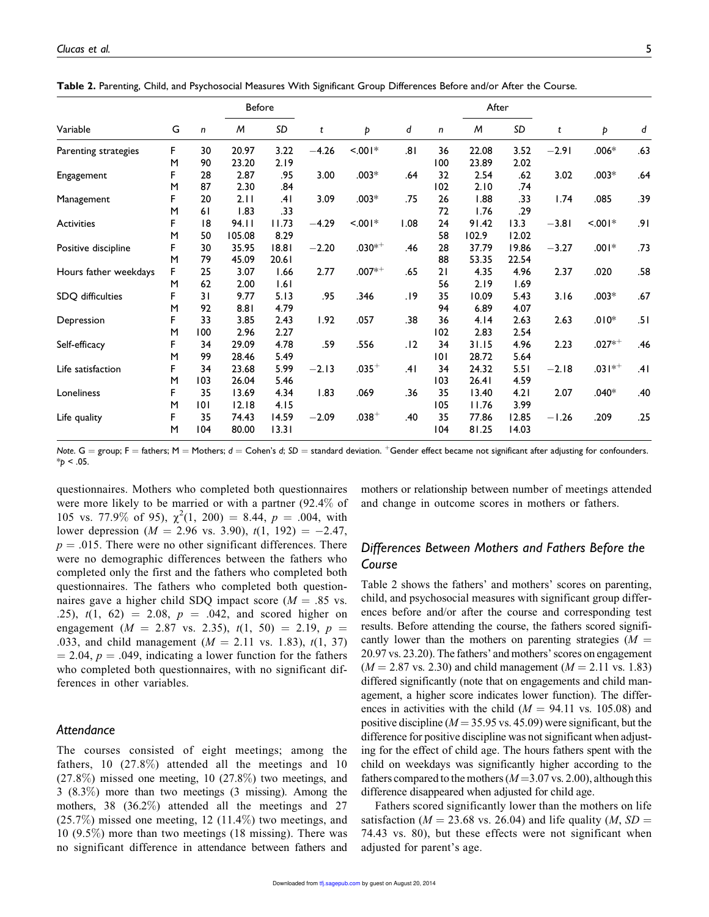**Table 2.** Parenting, Child, and Psychosocial Measures With Significant Group Differences Before and/or After the Course.

| Variable | G | Before | | | | | | | After | | | | | |
|---|---|---|---|---|---|---|---|---|---|---|---|---|---|---|
| | | *n* | *M* | *SD* | *t* | *p* | *d* | *n* | *M* | *SD* | *t* | *p* | *d* |
| Parenting strategies | F | 30 | 20.97 | 3.22 | −4.26 | <.001* | .81 | 36 | 22.08 | 3.52 | −2.91 | .006* | .63 |
| | M | 90 | 23.20 | 2.19 | | | | 100 | 23.89 | 2.02 | | | |
| Engagement | F | 28 | 2.87 | .95 | 3.00 | .003* | .64 | 32 | 2.54 | .62 | 3.02 | .003* | .64 |
| | M | 87 | 2.30 | .84 | | | | 102 | 2.10 | .74 | | | |
| Management | F | 20 | 2.11 | .41 | 3.09 | .003* | .75 | 26 | 1.88 | .33 | 1.74 | .085 | .39 |
| | M | 61 | 1.83 | .33 | | | | 72 | 1.76 | .29 | | | |
| Activities | F | 18 | 94.11 | 11.73 | −4.29 | <.001* | 1.08 | 24 | 91.42 | 13.3 | −3.81 | <.001* | .91 |
| | M | 50 | 105.08 | 8.29 | | | | 58 | 102.9 | 12.02 | | | |
| Positive discipline | F | 30 | 35.95 | 18.81 | −2.20 | .030*+ | .46 | 28 | 37.79 | 19.86 | −3.27 | .001* | .73 |
| | M | 79 | 45.09 | 20.61 | | | | 88 | 53.35 | 22.54 | | | |
| Hours father weekdays | F | 25 | 3.07 | 1.66 | 2.77 | .007*+ | .65 | 21 | 4.35 | 4.96 | 2.37 | .020 | .58 |
| | M | 62 | 2.00 | 1.61 | | | | 56 | 2.19 | 1.69 | | | |
| SDQ difficulties | F | 31 | 9.77 | 5.13 | .95 | .346 | .19 | 35 | 10.09 | 5.43 | 3.16 | .003* | .67 |
| | M | 92 | 8.81 | 4.79 | | | | 94 | 6.89 | 4.07 | | | |
| Depression | F | 33 | 3.85 | 2.43 | 1.92 | .057 | .38 | 36 | 4.14 | 2.63 | 2.63 | .010* | .51 |
| | M | 100 | 2.96 | 2.27 | | | | 102 | 2.83 | 2.54 | | | |
| Self-efficacy | F | 34 | 29.09 | 4.78 | .59 | .556 | .12 | 34 | 31.15 | 4.96 | 2.23 | .027*+ | .46 |
| | M | 99 | 28.46 | 5.49 | | | | 101 | 28.72 | 5.64 | | | |
| Life satisfaction | F | 34 | 23.68 | 5.99 | −2.13 | .035+ | .41 | 34 | 24.32 | 5.51 | −2.18 | .031*+ | .41 |
| | M | 103 | 26.04 | 5.46 | | | | 103 | 26.41 | 4.59 | | | |
| Loneliness | F | 35 | 13.69 | 4.34 | 1.83 | .069 | .36 | 35 | 13.40 | 4.21 | 2.07 | .040* | .40 |
| | M | 101 | 12.18 | 4.15 | | | | 105 | 11.76 | 3.99 | | | |
| Life quality | F | 35 | 74.43 | 14.59 | −2.09 | .038+ | .40 | 35 | 77.86 | 12.85 | −1.26 | .209 | .25 |
| | M | 104 | 80.00 | 13.31 | | | | 104 | 81.25 | 14.03 | | | |

*Note.* G = group; F = fathers; M = Mothers; *d* = Cohen's *d*; *SD* = standard deviation. +Gender effect became not significant after adjusting for confounders. *$p < .05$.

questionnaires. Mothers who completed both questionnaires were more likely to be married or with a partner (92.4% of 105 vs. 77.9% of 95), $\chi^2(1, 200) = 8.44$, $p = .004$, with lower depression ($M = 2.96$ vs. 3.90), $t(1, 192) = -2.47$, $p = .015$. There were no other significant differences. There were no demographic differences between the fathers who completed only the first and the fathers who completed both questionnaires. The fathers who completed both questionnaires gave a higher child SDQ impact score ($M = .85$ vs. .25), $t(1, 62) = 2.08$, $p = .042$, and scored higher on engagement ($M = 2.87$ vs. 2.35), $t(1, 50) = 2.19$, $p = .033$, and child management ($M = 2.11$ vs. 1.83), $t(1, 37) = 2.04$, $p = .049$, indicating a lower function for the fathers who completed both questionnaires, with no significant differences in other variables.

### Attendance

The courses consisted of eight meetings; among the fathers, 10 (27.8%) attended all the meetings and 10 (27.8%) missed one meeting, 10 (27.8%) two meetings, and 3 (8.3%) more than two meetings (3 missing). Among the mothers, 38 (36.2%) attended all the meetings and 27 (25.7%) missed one meeting, 12 (11.4%) two meetings, and 10 (9.5%) more than two meetings (18 missing). There was no significant difference in attendance between fathers and mothers or relationship between number of meetings attended and change in outcome scores in mothers or fathers.

### Differences Between Mothers and Fathers Before the Course

Table 2 shows the fathers' and mothers' scores on parenting, child, and psychosocial measures with significant group differences before and/or after the course and corresponding test results. Before attending the course, the fathers scored significantly lower than the mothers on parenting strategies ($M = 20.97$ vs. 23.20). The fathers' and mothers' scores on engagement ($M = 2.87$ vs. 2.30) and child management ($M = 2.11$ vs. 1.83) differed significantly (note that on engagements and child management, a higher score indicates lower function). The differences in activities with the child ($M = 94.11$ vs. 105.08) and positive discipline ($M = 35.95$ vs. 45.09) were significant, but the difference for positive discipline was not significant when adjusting for the effect of child age. The hours fathers spent with the child on weekdays was significantly higher according to the fathers compared to the mothers ($M = 3.07$ vs. 2.00), although this difference disappeared when adjusted for child age.

Fathers scored significantly lower than the mothers on life satisfaction ($M = 23.68$ vs. 26.04) and life quality ($M$, $SD = 74.43$ vs. 80), but these effects were not significant when adjusted for parent's age.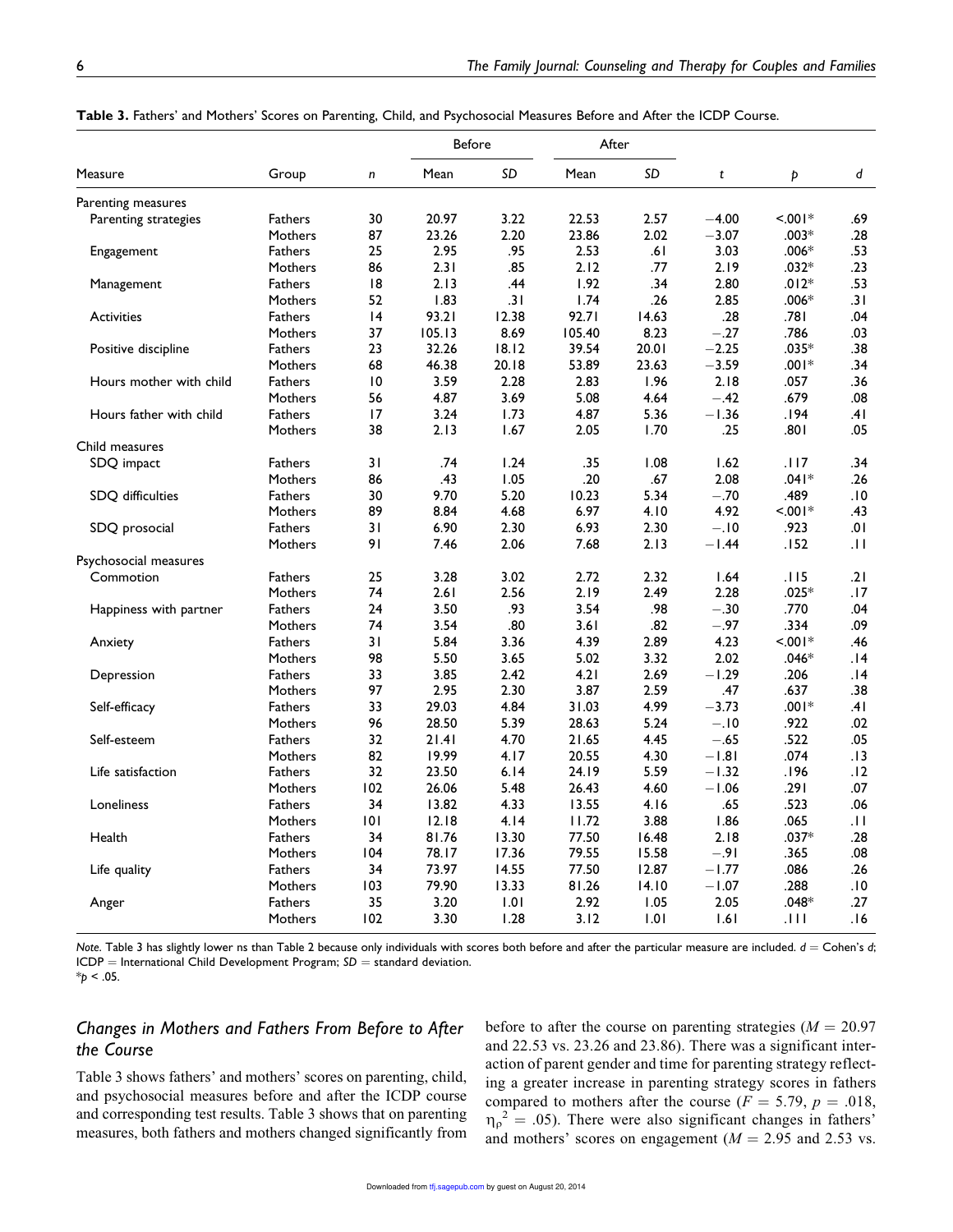**Table 3.** Fathers' and Mothers' Scores on Parenting, Child, and Psychosocial Measures Before and After the ICDP Course.

| Measure | Group | *n* | Before | | After | | *t* | *p* | *d* |
|---|---|---|---|---|---|---|---|---|---|
| | | | Mean | *SD* | Mean | *SD* | | | |
| Parenting measures | | | | | | | | | |
| Parenting strategies | Fathers | 30 | 20.97 | 3.22 | 22.53 | 2.57 | −4.00 | <.001* | .69 |
| | Mothers | 87 | 23.26 | 2.20 | 23.86 | 2.02 | −3.07 | .003* | .28 |
| Engagement | Fathers | 25 | 2.95 | .95 | 2.53 | .61 | 3.03 | .006* | .53 |
| | Mothers | 86 | 2.31 | .85 | 2.12 | .77 | 2.19 | .032* | .23 |
| Management | Fathers | 18 | 2.13 | .44 | 1.92 | .34 | 2.80 | .012* | .53 |
| | Mothers | 52 | 1.83 | .31 | 1.74 | .26 | 2.85 | .006* | .31 |
| Activities | Fathers | 14 | 93.21 | 12.38 | 92.71 | 14.63 | .28 | .781 | .04 |
| | Mothers | 37 | 105.13 | 8.69 | 105.40 | 8.23 | −.27 | .786 | .03 |
| Positive discipline | Fathers | 23 | 32.26 | 18.12 | 39.54 | 20.01 | −2.25 | .035* | .38 |
| | Mothers | 68 | 46.38 | 20.18 | 53.89 | 23.63 | −3.59 | .001* | .34 |
| Hours mother with child | Fathers | 10 | 3.59 | 2.28 | 2.83 | 1.96 | 2.18 | .057 | .36 |
| | Mothers | 56 | 4.87 | 3.69 | 5.08 | 4.64 | −.42 | .679 | .08 |
| Hours father with child | Fathers | 17 | 3.24 | 1.73 | 4.87 | 5.36 | −1.36 | .194 | .41 |
| | Mothers | 38 | 2.13 | 1.67 | 2.05 | 1.70 | .25 | .801 | .05 |
| Child measures | | | | | | | | | |
| SDQ impact | Fathers | 31 | .74 | 1.24 | .35 | 1.08 | 1.62 | .117 | .34 |
| | Mothers | 86 | .43 | 1.05 | .20 | .67 | 2.08 | .041* | .26 |
| SDQ difficulties | Fathers | 30 | 9.70 | 5.20 | 10.23 | 5.34 | −.70 | .489 | .10 |
| | Mothers | 89 | 8.84 | 4.68 | 6.97 | 4.10 | 4.92 | <.001* | .43 |
| SDQ prosocial | Fathers | 31 | 6.90 | 2.30 | 6.93 | 2.30 | −.10 | .923 | .01 |
| | Mothers | 91 | 7.46 | 2.06 | 7.68 | 2.13 | −1.44 | .152 | .11 |
| Psychosocial measures | | | | | | | | | |
| Commotion | Fathers | 25 | 3.28 | 3.02 | 2.72 | 2.32 | 1.64 | .115 | .21 |
| | Mothers | 74 | 2.61 | 2.56 | 2.19 | 2.49 | 2.28 | .025* | .17 |
| Happiness with partner | Fathers | 24 | 3.50 | .93 | 3.54 | .98 | −.30 | .770 | .04 |
| | Mothers | 74 | 3.54 | .80 | 3.61 | .82 | −.97 | .334 | .09 |
| Anxiety | Fathers | 31 | 5.84 | 3.36 | 4.39 | 2.89 | 4.23 | <.001* | .46 |
| | Mothers | 98 | 5.50 | 3.65 | 5.02 | 3.32 | 2.02 | .046* | .14 |
| Depression | Fathers | 33 | 3.85 | 2.42 | 4.21 | 2.69 | −1.29 | .206 | .14 |
| | Mothers | 97 | 2.95 | 2.30 | 3.87 | 2.59 | .47 | .637 | .38 |
| Self-efficacy | Fathers | 33 | 29.03 | 4.84 | 31.03 | 4.99 | −3.73 | .001* | .41 |
| | Mothers | 96 | 28.50 | 5.39 | 28.63 | 5.24 | −.10 | .922 | .02 |
| Self-esteem | Fathers | 32 | 21.41 | 4.70 | 21.65 | 4.45 | −.65 | .522 | .05 |
| | Mothers | 82 | 19.99 | 4.17 | 20.55 | 4.30 | −1.81 | .074 | .13 |
| Life satisfaction | Fathers | 32 | 23.50 | 6.14 | 24.19 | 5.59 | −1.32 | .196 | .12 |
| | Mothers | 102 | 26.06 | 5.48 | 26.43 | 4.60 | −1.06 | .291 | .07 |
| Loneliness | Fathers | 34 | 13.82 | 4.33 | 13.55 | 4.16 | .65 | .523 | .06 |
| | Mothers | 101 | 12.18 | 4.14 | 11.72 | 3.88 | 1.86 | .065 | .11 |
| Health | Fathers | 34 | 81.76 | 13.30 | 77.50 | 16.48 | 2.18 | .037* | .28 |
| | Mothers | 104 | 78.17 | 17.36 | 79.55 | 15.58 | −.91 | .365 | .08 |
| Life quality | Fathers | 34 | 73.97 | 14.55 | 77.50 | 12.87 | −1.77 | .086 | .26 |
| | Mothers | 103 | 79.90 | 13.33 | 81.26 | 14.10 | −1.07 | .288 | .10 |
| Anger | Fathers | 35 | 3.20 | 1.01 | 2.92 | 1.05 | 2.05 | .048* | .27 |
| | Mothers | 102 | 3.30 | 1.28 | 3.12 | 1.01 | 1.61 | .111 | .16 |

*Note.* Table 3 has slightly lower ns than Table 2 because only individuals with scores both before and after the particular measure are included. *d* = Cohen's *d*; ICDP = International Child Development Program; *SD* = standard deviation.
$^*p < .05$.

## Changes in Mothers and Fathers From Before to After the Course

Table 3 shows fathers' and mothers' scores on parenting, child, and psychosocial measures before and after the ICDP course and corresponding test results. Table 3 shows that on parenting measures, both fathers and mothers changed significantly from before to after the course on parenting strategies ($M = 20.97$ and 22.53 vs. 23.26 and 23.86). There was a significant interaction of parent gender and time for parenting strategy reflecting a greater increase in parenting strategy scores in fathers compared to mothers after the course ($F = 5.79$, $p = .018$, $\eta_\rho^2 = .05$). There were also significant changes in fathers' and mothers' scores on engagement ($M = 2.95$ and 2.53 vs.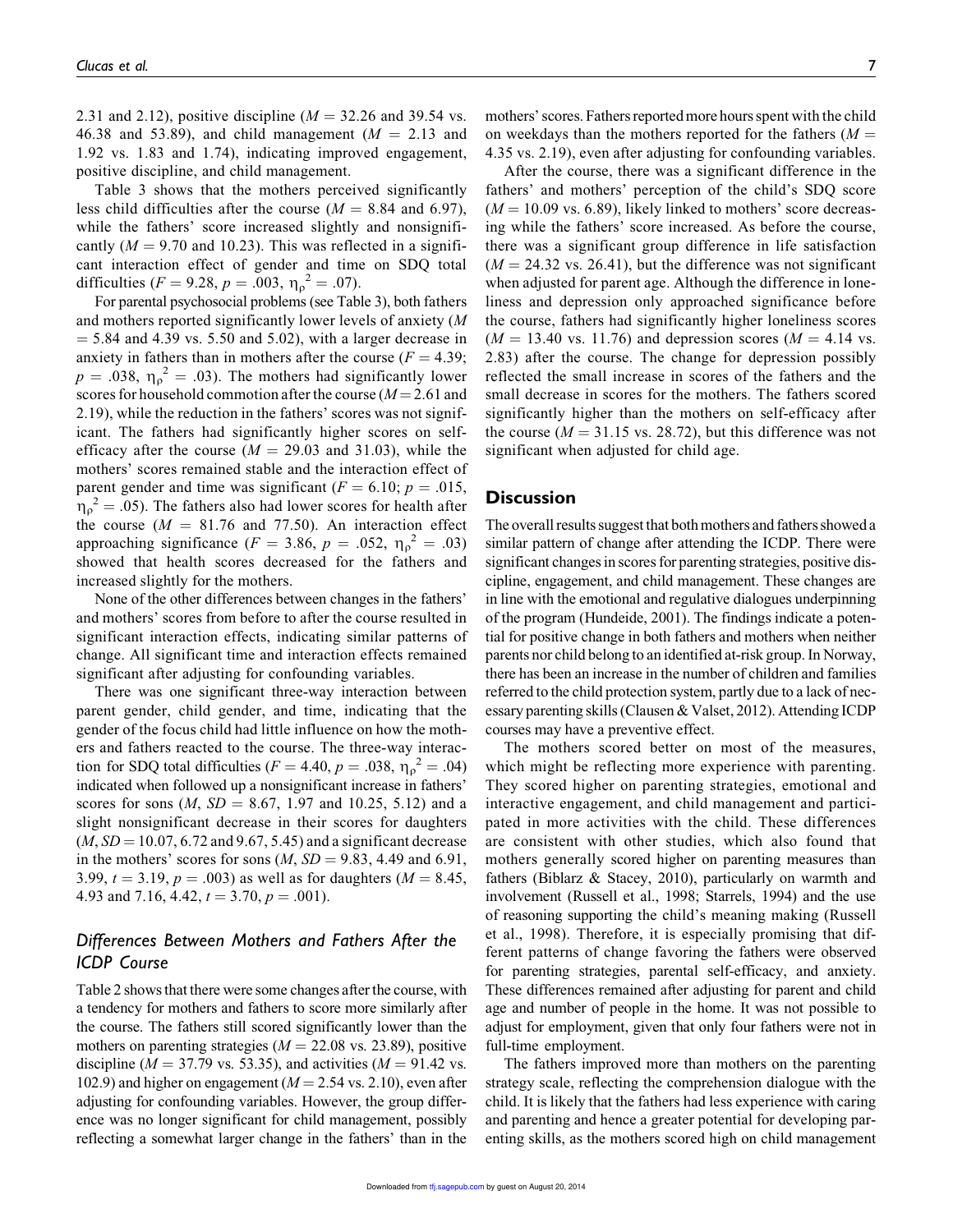2.31 and 2.12), positive discipline ($M$ = 32.26 and 39.54 vs. 46.38 and 53.89), and child management ($M$ = 2.13 and 1.92 vs. 1.83 and 1.74), indicating improved engagement, positive discipline, and child management.

Table 3 shows that the mothers perceived significantly less child difficulties after the course ($M$ = 8.84 and 6.97), while the fathers' score increased slightly and nonsignificantly ($M$ = 9.70 and 10.23). This was reflected in a significant interaction effect of gender and time on SDQ total difficulties ($F$ = 9.28, $p$ = .003, $\eta_\rho^2$ = .07).

For parental psychosocial problems (see Table 3), both fathers and mothers reported significantly lower levels of anxiety ($M$ = 5.84 and 4.39 vs. 5.50 and 5.02), with a larger decrease in anxiety in fathers than in mothers after the course ($F$ = 4.39; $p$ = .038, $\eta_\rho^2$ = .03). The mothers had significantly lower scores for household commotion after the course ($M$ = 2.61 and 2.19), while the reduction in the fathers' scores was not significant. The fathers had significantly higher scores on self-efficacy after the course ($M$ = 29.03 and 31.03), while the mothers' scores remained stable and the interaction effect of parent gender and time was significant ($F$ = 6.10; $p$ = .015, $\eta_\rho^2$ = .05). The fathers also had lower scores for health after the course ($M$ = 81.76 and 77.50). An interaction effect approaching significance ($F$ = 3.86, $p$ = .052, $\eta_\rho^2$ = .03) showed that health scores decreased for the fathers and increased slightly for the mothers.

None of the other differences between changes in the fathers' and mothers' scores from before to after the course resulted in significant interaction effects, indicating similar patterns of change. All significant time and interaction effects remained significant after adjusting for confounding variables.

There was one significant three-way interaction between parent gender, child gender, and time, indicating that the gender of the focus child had little influence on how the mothers and fathers reacted to the course. The three-way interaction for SDQ total difficulties ($F$ = 4.40, $p$ = .038, $\eta_\rho^2$ = .04) indicated when followed up a nonsignificant increase in fathers' scores for sons ($M$, $SD$ = 8.67, 1.97 and 10.25, 5.12) and a slight nonsignificant decrease in their scores for daughters ($M$, $SD$ = 10.07, 6.72 and 9.67, 5.45) and a significant decrease in the mothers' scores for sons ($M$, $SD$ = 9.83, 4.49 and 6.91, 3.99, $t$ = 3.19, $p$ = .003) as well as for daughters ($M$ = 8.45, 4.93 and 7.16, 4.42, $t$ = 3.70, $p$ = .001).

### *Differences Between Mothers and Fathers After the ICDP Course*

Table 2 shows that there were some changes after the course, with a tendency for mothers and fathers to score more similarly after the course. The fathers still scored significantly lower than the mothers on parenting strategies ($M$ = 22.08 vs. 23.89), positive discipline ($M$ = 37.79 vs. 53.35), and activities ($M$ = 91.42 vs. 102.9) and higher on engagement ($M$ = 2.54 vs. 2.10), even after adjusting for confounding variables. However, the group difference was no longer significant for child management, possibly reflecting a somewhat larger change in the fathers' than in the mothers' scores. Fathers reported more hours spent with the child on weekdays than the mothers reported for the fathers ($M$ = 4.35 vs. 2.19), even after adjusting for confounding variables.

After the course, there was a significant difference in the fathers' and mothers' perception of the child's SDQ score ($M$ = 10.09 vs. 6.89), likely linked to mothers' score decreasing while the fathers' score increased. As before the course, there was a significant group difference in life satisfaction ($M$ = 24.32 vs. 26.41), but the difference was not significant when adjusted for parent age. Although the difference in loneliness and depression only approached significance before the course, fathers had significantly higher loneliness scores ($M$ = 13.40 vs. 11.76) and depression scores ($M$ = 4.14 vs. 2.83) after the course. The change for depression possibly reflected the small increase in scores of the fathers and the small decrease in scores for the mothers. The fathers scored significantly higher than the mothers on self-efficacy after the course ($M$ = 31.15 vs. 28.72), but this difference was not significant when adjusted for child age.

## Discussion

The overall results suggest that both mothers and fathers showed a similar pattern of change after attending the ICDP. There were significant changes in scores for parenting strategies, positive discipline, engagement, and child management. These changes are in line with the emotional and regulative dialogues underpinning of the program (Hundeide, 2001). The findings indicate a potential for positive change in both fathers and mothers when neither parents nor child belong to an identified at-risk group. In Norway, there has been an increase in the number of children and families referred to the child protection system, partly due to a lack of necessary parenting skills (Clausen & Valset, 2012). Attending ICDP courses may have a preventive effect.

The mothers scored better on most of the measures, which might be reflecting more experience with parenting. They scored higher on parenting strategies, emotional and interactive engagement, and child management and participated in more activities with the child. These differences are consistent with other studies, which also found that mothers generally scored higher on parenting measures than fathers (Biblarz & Stacey, 2010), particularly on warmth and involvement (Russell et al., 1998; Starrels, 1994) and the use of reasoning supporting the child's meaning making (Russell et al., 1998). Therefore, it is especially promising that different patterns of change favoring the fathers were observed for parenting strategies, parental self-efficacy, and anxiety. These differences remained after adjusting for parent and child age and number of people in the home. It was not possible to adjust for employment, given that only four fathers were not in full-time employment.

The fathers improved more than mothers on the parenting strategy scale, reflecting the comprehension dialogue with the child. It is likely that the fathers had less experience with caring and parenting and hence a greater potential for developing parenting skills, as the mothers scored high on child management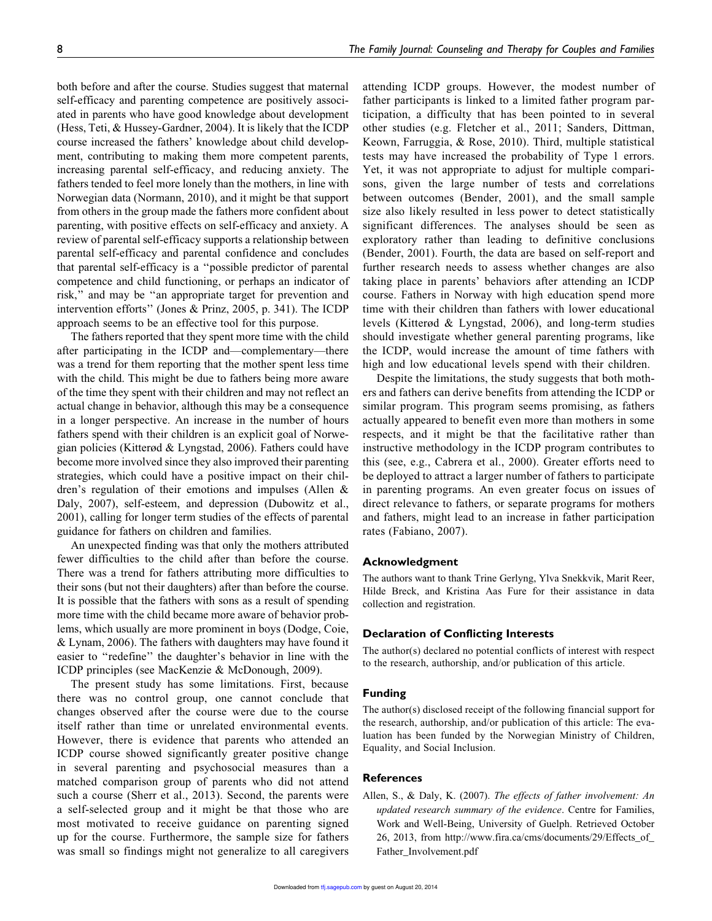both before and after the course. Studies suggest that maternal self-efficacy and parenting competence are positively associated in parents who have good knowledge about development (Hess, Teti, & Hussey-Gardner, 2004). It is likely that the ICDP course increased the fathers' knowledge about child development, contributing to making them more competent parents, increasing parental self-efficacy, and reducing anxiety. The fathers tended to feel more lonely than the mothers, in line with Norwegian data (Normann, 2010), and it might be that support from others in the group made the fathers more confident about parenting, with positive effects on self-efficacy and anxiety. A review of parental self-efficacy supports a relationship between parental self-efficacy and parental confidence and concludes that parental self-efficacy is a "possible predictor of parental competence and child functioning, or perhaps an indicator of risk," and may be "an appropriate target for prevention and intervention efforts" (Jones & Prinz, 2005, p. 341). The ICDP approach seems to be an effective tool for this purpose.

The fathers reported that they spent more time with the child after participating in the ICDP and—complementary—there was a trend for them reporting that the mother spent less time with the child. This might be due to fathers being more aware of the time they spent with their children and may not reflect an actual change in behavior, although this may be a consequence in a longer perspective. An increase in the number of hours fathers spend with their children is an explicit goal of Norwegian policies (Kitterød & Lyngstad, 2006). Fathers could have become more involved since they also improved their parenting strategies, which could have a positive impact on their children's regulation of their emotions and impulses (Allen & Daly, 2007), self-esteem, and depression (Dubowitz et al., 2001), calling for longer term studies of the effects of parental guidance for fathers on children and families.

An unexpected finding was that only the mothers attributed fewer difficulties to the child after than before the course. There was a trend for fathers attributing more difficulties to their sons (but not their daughters) after than before the course. It is possible that the fathers with sons as a result of spending more time with the child became more aware of behavior problems, which usually are more prominent in boys (Dodge, Coie, & Lynam, 2006). The fathers with daughters may have found it easier to "redefine" the daughter's behavior in line with the ICDP principles (see MacKenzie & McDonough, 2009).

The present study has some limitations. First, because there was no control group, one cannot conclude that changes observed after the course were due to the course itself rather than time or unrelated environmental events. However, there is evidence that parents who attended an ICDP course showed significantly greater positive change in several parenting and psychosocial measures than a matched comparison group of parents who did not attend such a course (Sherr et al., 2013). Second, the parents were a self-selected group and it might be that those who are most motivated to receive guidance on parenting signed up for the course. Furthermore, the sample size for fathers was small so findings might not generalize to all caregivers attending ICDP groups. However, the modest number of father participants is linked to a limited father program participation, a difficulty that has been pointed to in several other studies (e.g. Fletcher et al., 2011; Sanders, Dittman, Keown, Farruggia, & Rose, 2010). Third, multiple statistical tests may have increased the probability of Type 1 errors. Yet, it was not appropriate to adjust for multiple comparisons, given the large number of tests and correlations between outcomes (Bender, 2001), and the small sample size also likely resulted in less power to detect statistically significant differences. The analyses should be seen as exploratory rather than leading to definitive conclusions (Bender, 2001). Fourth, the data are based on self-report and further research needs to assess whether changes are also taking place in parents' behaviors after attending an ICDP course. Fathers in Norway with high education spend more time with their children than fathers with lower educational levels (Kitterød & Lyngstad, 2006), and long-term studies should investigate whether general parenting programs, like the ICDP, would increase the amount of time fathers with high and low educational levels spend with their children.

Despite the limitations, the study suggests that both mothers and fathers can derive benefits from attending the ICDP or similar program. This program seems promising, as fathers actually appeared to benefit even more than mothers in some respects, and it might be that the facilitative rather than instructive methodology in the ICDP program contributes to this (see, e.g., Cabrera et al., 2000). Greater efforts need to be deployed to attract a larger number of fathers to participate in parenting programs. An even greater focus on issues of direct relevance to fathers, or separate programs for mothers and fathers, might lead to an increase in father participation rates (Fabiano, 2007).

## Acknowledgment

The authors want to thank Trine Gerlyng, Ylva Snekkvik, Marit Reer, Hilde Breck, and Kristina Aas Fure for their assistance in data collection and registration.

## Declaration of Conflicting Interests

The author(s) declared no potential conflicts of interest with respect to the research, authorship, and/or publication of this article.

## Funding

The author(s) disclosed receipt of the following financial support for the research, authorship, and/or publication of this article: The evaluation has been funded by the Norwegian Ministry of Children, Equality, and Social Inclusion.

## References

Allen, S., & Daly, K. (2007). *The effects of father involvement: An updated research summary of the evidence*. Centre for Families, Work and Well-Being, University of Guelph. Retrieved October 26, 2013, from http://www.fira.ca/cms/documents/29/Effects_of_Father_Involvement.pdf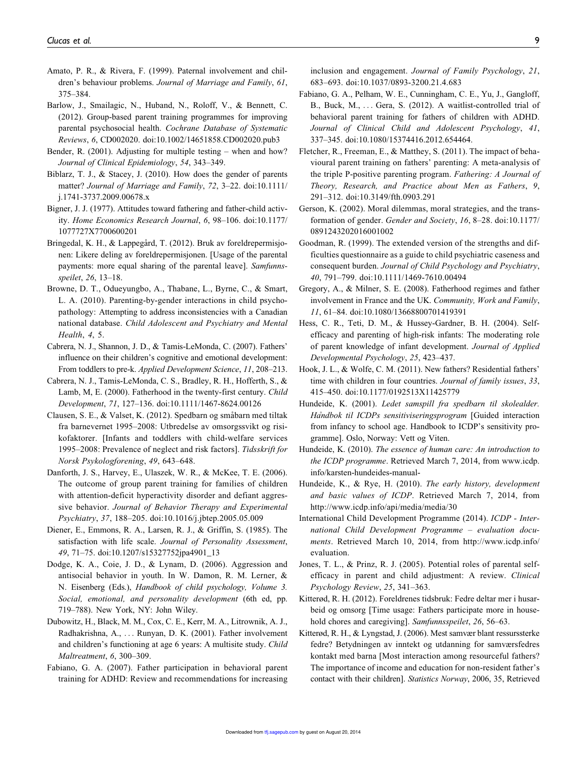Amato, P. R., & Rivera, F. (1999). Paternal involvement and children's behaviour problems. *Journal of Marriage and Family*, *61*, 375–384.

Barlow, J., Smailagic, N., Huband, N., Roloff, V., & Bennett, C. (2012). Group-based parent training programmes for improving parental psychosocial health. *Cochrane Database of Systematic Reviews*, *6*, CD002020. doi:10.1002/14651858.CD002020.pub3

Bender, R. (2001). Adjusting for multiple testing – when and how? *Journal of Clinical Epidemiology*, *54*, 343–349.

Biblarz, T. J., & Stacey, J. (2010). How does the gender of parents matter? *Journal of Marriage and Family*, *72*, 3–22. doi:10.1111/j.1741-3737.2009.00678.x

Bigner, J. J. (1977). Attitudes toward fathering and father-child activity. *Home Economics Research Journal*, *6*, 98–106. doi:10.1177/1077727X7700600201

Bringedal, K. H., & Lappegård, T. (2012). Bruk av foreldrepermisjonen: Likere deling av foreldrepermisjonen. [Usage of the parental payments: more equal sharing of the parental leave]. *Samfunnsspeilet*, *26*, 13–18.

Browne, D. T., Odueyungbo, A., Thabane, L., Byrne, C., & Smart, L. A. (2010). Parenting-by-gender interactions in child psychopathology: Attempting to address inconsistencies with a Canadian national database. *Child Adolescent and Psychiatry and Mental Health*, *4*, 5.

Cabrera, N. J., Shannon, J. D., & Tamis-LeMonda, C. (2007). Fathers' influence on their children's cognitive and emotional development: From toddlers to pre-k. *Applied Development Science*, *11*, 208–213.

Cabrera, N. J., Tamis-LeMonda, C. S., Bradley, R. H., Hofferth, S., & Lamb, M, E. (2000). Fatherhood in the twenty-first century. *Child Development*, *71*, 127–136. doi:10.1111/1467-8624.00126

Clausen, S. E., & Valset, K. (2012). Spedbarn og småbarn med tiltak fra barnevernet 1995–2008: Utbredelse av omsorgssvikt og risikofaktorer. [Infants and toddlers with child-welfare services 1995–2008: Prevalence of neglect and risk factors]. *Tidsskrift for Norsk Psykologforening*, *49*, 643–648.

Danforth, J. S., Harvey, E., Ulaszek, W. R., & McKee, T. E. (2006). The outcome of group parent training for families of children with attention-deficit hyperactivity disorder and defiant aggressive behavior. *Journal of Behavior Therapy and Experimental Psychiatry*, *37*, 188–205. doi:10.1016/j.jbtep.2005.05.009

Diener, E., Emmons, R. A., Larsen, R. J., & Griffin, S. (1985). The satisfaction with life scale. *Journal of Personality Assessment*, *49*, 71–75. doi:10.1207/s15327752jpa4901_13

Dodge, K. A., Coie, J. D., & Lynam, D. (2006). Aggression and antisocial behavior in youth. In W. Damon, R. M. Lerner, & N. Eisenberg (Eds.), *Handbook of child psychology, Volume 3. Social, emotional, and personality development* (6th ed, pp. 719–788). New York, NY: John Wiley.

Dubowitz, H., Black, M. M., Cox, C. E., Kerr, M. A., Litrownik, A. J., Radhakrishna, A., ... Runyan, D. K. (2001). Father involvement and children's functioning at age 6 years: A multisite study. *Child Maltreatment*, *6*, 300–309.

Fabiano, G. A. (2007). Father participation in behavioral parent training for ADHD: Review and recommendations for increasing inclusion and engagement. *Journal of Family Psychology*, *21*, 683–693. doi:10.1037/0893-3200.21.4.683

Fabiano, G. A., Pelham, W. E., Cunningham, C. E., Yu, J., Gangloff, B., Buck, M., ... Gera, S. (2012). A waitlist-controlled trial of behavioral parent training for fathers of children with ADHD. *Journal of Clinical Child and Adolescent Psychology*, *41*, 337–345. doi:10.1080/15374416.2012.654464.

Fletcher, R., Freeman, E., & Matthey, S. (2011). The impact of behavioural parent training on fathers' parenting: A meta-analysis of the triple P-positive parenting program. *Fathering: A Journal of Theory, Research, and Practice about Men as Fathers*, *9*, 291–312. doi:10.3149/fth.0903.291

Gerson, K. (2002). Moral dilemmas, moral strategies, and the transformation of gender. *Gender and Society*, *16*, 8–28. doi:10.1177/0891243202016001002

Goodman, R. (1999). The extended version of the strengths and difficulties questionnaire as a guide to child psychiatric caseness and consequent burden. *Journal of Child Psychology and Psychiatry*, *40*, 791–799. doi:10.1111/1469-7610.00494

Gregory, A., & Milner, S. E. (2008). Fatherhood regimes and father involvement in France and the UK. *Community, Work and Family*, *11*, 61–84. doi:10.1080/13668800701419391

Hess, C. R., Teti, D. M., & Hussey-Gardner, B. H. (2004). Self-efficacy and parenting of high-risk infants: The moderating role of parent knowledge of infant development. *Journal of Applied Developmental Psychology*, *25*, 423–437.

Hook, J. L., & Wolfe, C. M. (2011). New fathers? Residential fathers' time with children in four countries. *Journal of family issues*, *33*, 415–450. doi:10.1177/0192513X11425779

Hundeide, K. (2001). *Ledet samspill fra spedbarn til skolealder. Håndbok til ICDPs sensitiviseringsprogram* [Guided interaction from infancy to school age. Handbook to ICDP's sensitivity programme]. Oslo, Norway: Vett og Viten.

Hundeide, K. (2010). *The essence of human care: An introduction to the ICDP programme*. Retrieved March 7, 2014, from www.icdp.info/karsten-hundeides-manual-

Hundeide, K., & Rye, H. (2010). *The early history, development and basic values of ICDP*. Retrieved March 7, 2014, from http://www.icdp.info/api/media/media/30

International Child Development Programme (2014). *ICDP - International Child Development Programme – evaluation documents*. Retrieved March 10, 2014, from http://www.icdp.info/evaluation.

Jones, T. L., & Prinz, R. J. (2005). Potential roles of parental self-efficacy in parent and child adjustment: A review. *Clinical Psychology Review*, *25*, 341–363.

Kitterød, R. H. (2012). Foreldrenes tidsbruk: Fedre deltar mer i husarbeid og omsorg [Time usage: Fathers participate more in household chores and caregiving]. *Samfunnsspeilet*, *26*, 56–63.

Kitterød, R. H., & Lyngstad, J. (2006). Mest samvær blant ressurssterke fedre? Betydningen av inntekt og utdanning for samværsfedres kontakt med barna [Most interaction among resourceful fathers? The importance of income and education for non-resident father's contact with their children]. *Statistics Norway*, 2006, 35, Retrieved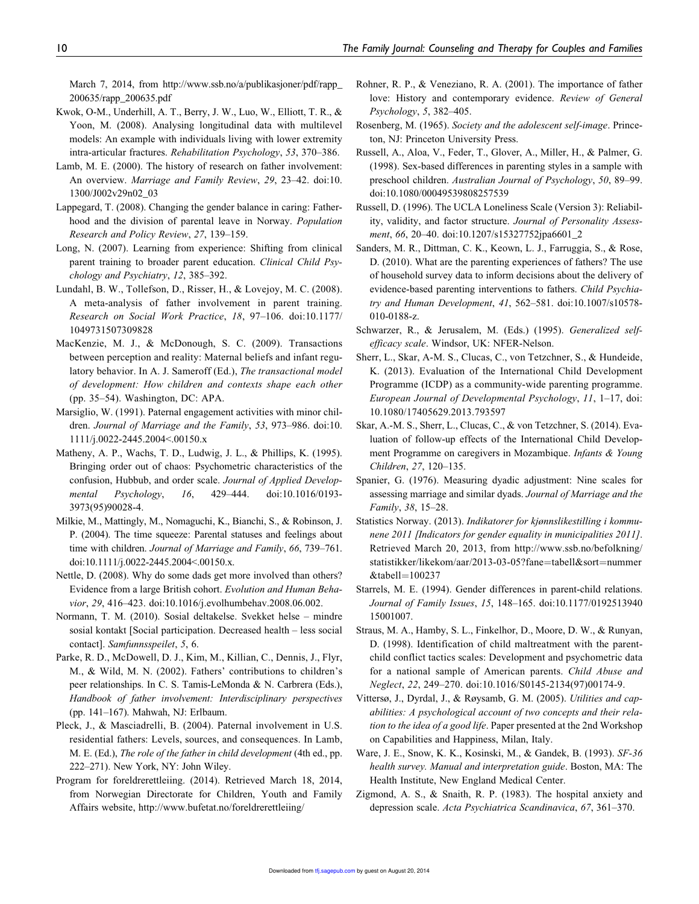March 7, 2014, from http://www.ssb.no/a/publikasjoner/pdf/rapp_200635/rapp_200635.pdf

Kwok, O-M., Underhill, A. T., Berry, J. W., Luo, W., Elliott, T. R., & Yoon, M. (2008). Analysing longitudinal data with multilevel models: An example with individuals living with lower extremity intra-articular fractures. *Rehabilitation Psychology*, *53*, 370–386.

Lamb, M. E. (2000). The history of research on father involvement: An overview. *Marriage and Family Review*, *29*, 23–42. doi:10.1300/J002v29n02_03

Lappegard, T. (2008). Changing the gender balance in caring: Fatherhood and the division of parental leave in Norway. *Population Research and Policy Review*, *27*, 139–159.

Long, N. (2007). Learning from experience: Shifting from clinical parent training to broader parent education. *Clinical Child Psychology and Psychiatry*, *12*, 385–392.

Lundahl, B. W., Tollefson, D., Risser, H., & Lovejoy, M. C. (2008). A meta-analysis of father involvement in parent training. *Research on Social Work Practice*, *18*, 97–106. doi:10.1177/1049731507309828

MacKenzie, M. J., & McDonough, S. C. (2009). Transactions between perception and reality: Maternal beliefs and infant regulatory behavior. In A. J. Sameroff (Ed.), *The transactional model of development: How children and contexts shape each other* (pp. 35–54). Washington, DC: APA.

Marsiglio, W. (1991). Paternal engagement activities with minor children. *Journal of Marriage and the Family*, *53*, 973–986. doi:10.1111/j.0022-2445.2004<.00150.x

Matheny, A. P., Wachs, T. D., Ludwig, J. L., & Phillips, K. (1995). Bringing order out of chaos: Psychometric characteristics of the confusion, Hubbub, and order scale. *Journal of Applied Developmental Psychology*, *16*, 429–444. doi:10.1016/0193-3973(95)90028-4.

Milkie, M., Mattingly, M., Nomaguchi, K., Bianchi, S., & Robinson, J. P. (2004). The time squeeze: Parental statuses and feelings about time with children. *Journal of Marriage and Family*, *66*, 739–761. doi:10.1111/j.0022-2445.2004<.00150.x.

Nettle, D. (2008). Why do some dads get more involved than others? Evidence from a large British cohort. *Evolution and Human Behavior*, *29*, 416–423. doi:10.1016/j.evolhumbehav.2008.06.002.

Normann, T. M. (2010). Sosial deltakelse. Svekket helse – mindre sosial kontakt [Social participation. Decreased health – less social contact]. *Samfunnsspeilet*, *5*, 6.

Parke, R. D., McDowell, D. J., Kim, M., Killian, C., Dennis, J., Flyr, M., & Wild, M. N. (2002). Fathers' contributions to children's peer relationships. In C. S. Tamis-LeMonda & N. Carbrera (Eds.), *Handbook of father involvement: Interdisciplinary perspectives* (pp. 141–167). Mahwah, NJ: Erlbaum.

Pleck, J., & Masciadrelli, B. (2004). Paternal involvement in U.S. residential fathers: Levels, sources, and consequences. In Lamb, M. E. (Ed.), *The role of the father in child development* (4th ed., pp. 222–271). New York, NY: John Wiley.

Program for foreldrerettleiing. (2014). Retrieved March 18, 2014, from Norwegian Directorate for Children, Youth and Family Affairs website, http://www.bufetat.no/foreldrerettleiing/

Rohner, R. P., & Veneziano, R. A. (2001). The importance of father love: History and contemporary evidence. *Review of General Psychology*, *5*, 382–405.

Rosenberg, M. (1965). *Society and the adolescent self-image*. Princeton, NJ: Princeton University Press.

Russell, A., Aloa, V., Feder, T., Glover, A., Miller, H., & Palmer, G. (1998). Sex-based differences in parenting styles in a sample with preschool children. *Australian Journal of Psychology*, *50*, 89–99. doi:10.1080/00049539808257539

Russell, D. (1996). The UCLA Loneliness Scale (Version 3): Reliability, validity, and factor structure. *Journal of Personality Assessment*, *66*, 20–40. doi:10.1207/s15327752jpa6601_2

Sanders, M. R., Dittman, C. K., Keown, L. J., Farruggia, S., & Rose, D. (2010). What are the parenting experiences of fathers? The use of household survey data to inform decisions about the delivery of evidence-based parenting interventions to fathers. *Child Psychiatry and Human Development*, *41*, 562–581. doi:10.1007/s10578-010-0188-z.

Schwarzer, R., & Jerusalem, M. (Eds.) (1995). *Generalized self-efficacy scale*. Windsor, UK: NFER-Nelson.

Sherr, L., Skar, A-M. S., Clucas, C., von Tetzchner, S., & Hundeide, K. (2013). Evaluation of the International Child Development Programme (ICDP) as a community-wide parenting programme. *European Journal of Developmental Psychology*, *11*, 1–17, doi:10.1080/17405629.2013.793597

Skar, A.-M. S., Sherr, L., Clucas, C., & von Tetzchner, S. (2014). Evaluation of follow-up effects of the International Child Development Programme on caregivers in Mozambique. *Infants & Young Children*, *27*, 120–135.

Spanier, G. (1976). Measuring dyadic adjustment: Nine scales for assessing marriage and similar dyads. *Journal of Marriage and the Family*, *38*, 15–28.

Statistics Norway. (2013). *Indikatorer for kjønnslikestilling i kommunene 2011 [Indicators for gender equality in municipalities 2011]*. Retrieved March 20, 2013, from http://www.ssb.no/befolkning/statistikker/likekom/aar/2013-03-05?fane=tabell&sort=nummer&tabell=100237

Starrels, M. E. (1994). Gender differences in parent-child relations. *Journal of Family Issues*, *15*, 148–165. doi:10.1177/0192513940 15001007.

Straus, M. A., Hamby, S. L., Finkelhor, D., Moore, D. W., & Runyan, D. (1998). Identification of child maltreatment with the parent-child conflict tactics scales: Development and psychometric data for a national sample of American parents. *Child Abuse and Neglect*, *22*, 249–270. doi:10.1016/S0145-2134(97)00174-9.

Vittersø, J., Dyrdal, J., & Røysamb, G. M. (2005). *Utilities and capabilities: A psychological account of two concepts and their relation to the idea of a good life*. Paper presented at the 2nd Workshop on Capabilities and Happiness, Milan, Italy.

Ware, J. E., Snow, K. K., Kosinski, M., & Gandek, B. (1993). *SF-36 health survey. Manual and interpretation guide*. Boston, MA: The Health Institute, New England Medical Center.

Zigmond, A. S., & Snaith, R. P. (1983). The hospital anxiety and depression scale. *Acta Psychiatrica Scandinavica*, *67*, 361–370.